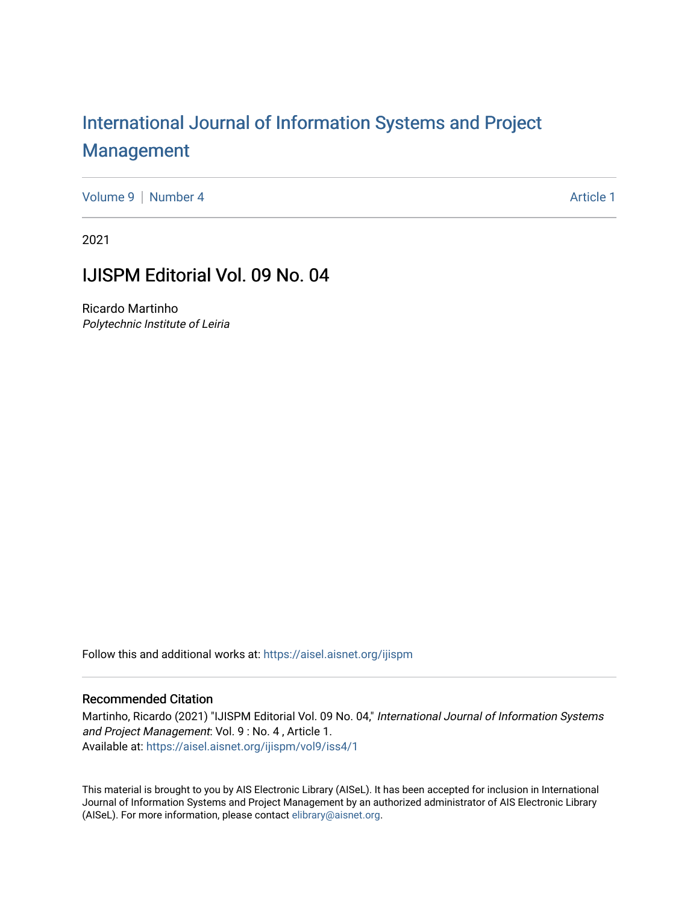# International Journal of Information Systems and Project Management

Volume 9 | Number 4 Article 1

2021

## IJISPM Editorial Vol. 09 No. 04

Ricardo Martinho
*Polytechnic Institute of Leiria*

Follow this and additional works at: https://aisel.aisnet.org/ijispm

### Recommended Citation

Martinho, Ricardo (2021) "IJISPM Editorial Vol. 09 No. 04," *International Journal of Information Systems and Project Management*: Vol. 9 : No. 4 , Article 1.
Available at: https://aisel.aisnet.org/ijispm/vol9/iss4/1

This material is brought to you by AIS Electronic Library (AISeL). It has been accepted for inclusion in International Journal of Information Systems and Project Management by an authorized administrator of AIS Electronic Library (AISeL). For more information, please contact elibrary@aisnet.org.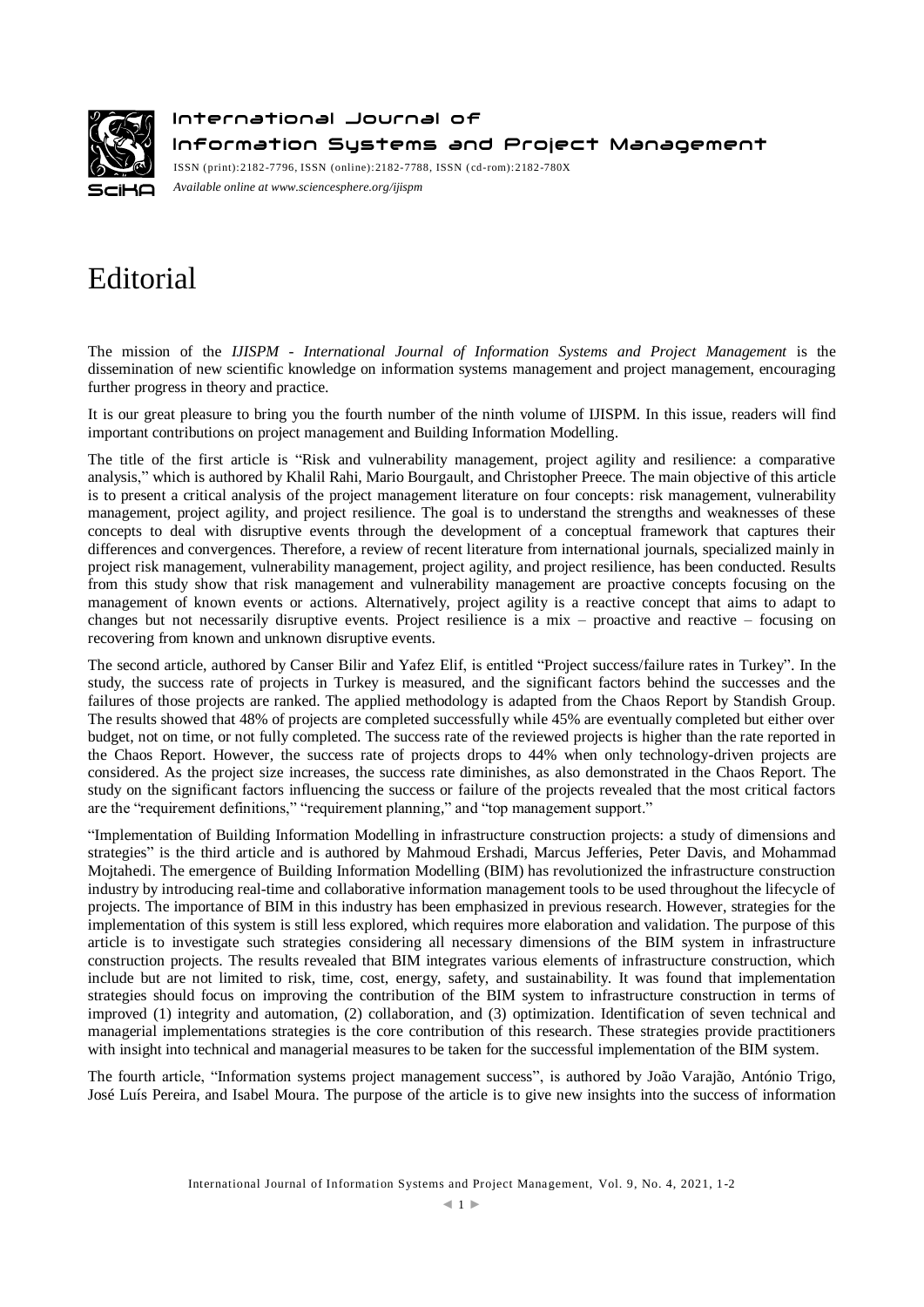# Editorial

The mission of the *IJISPM - International Journal of Information Systems and Project Management* is the dissemination of new scientific knowledge on information systems management and project management, encouraging further progress in theory and practice.

It is our great pleasure to bring you the fourth number of the ninth volume of IJISPM. In this issue, readers will find important contributions on project management and Building Information Modelling.

The title of the first article is "Risk and vulnerability management, project agility and resilience: a comparative analysis," which is authored by Khalil Rahi, Mario Bourgault, and Christopher Preece. The main objective of this article is to present a critical analysis of the project management literature on four concepts: risk management, vulnerability management, project agility, and project resilience. The goal is to understand the strengths and weaknesses of these concepts to deal with disruptive events through the development of a conceptual framework that captures their differences and convergences. Therefore, a review of recent literature from international journals, specialized mainly in project risk management, vulnerability management, project agility, and project resilience, has been conducted. Results from this study show that risk management and vulnerability management are proactive concepts focusing on the management of known events or actions. Alternatively, project agility is a reactive concept that aims to adapt to changes but not necessarily disruptive events. Project resilience is a mix – proactive and reactive – focusing on recovering from known and unknown disruptive events.

The second article, authored by Canser Bilir and Yafez Elif, is entitled "Project success/failure rates in Turkey". In the study, the success rate of projects in Turkey is measured, and the significant factors behind the successes and the failures of those projects are ranked. The applied methodology is adapted from the Chaos Report by Standish Group. The results showed that 48% of projects are completed successfully while 45% are eventually completed but either over budget, not on time, or not fully completed. The success rate of the reviewed projects is higher than the rate reported in the Chaos Report. However, the success rate of projects drops to 44% when only technology-driven projects are considered. As the project size increases, the success rate diminishes, as also demonstrated in the Chaos Report. The study on the significant factors influencing the success or failure of the projects revealed that the most critical factors are the "requirement definitions," "requirement planning," and "top management support."

"Implementation of Building Information Modelling in infrastructure construction projects: a study of dimensions and strategies" is the third article and is authored by Mahmoud Ershadi, Marcus Jefferies, Peter Davis, and Mohammad Mojtahedi. The emergence of Building Information Modelling (BIM) has revolutionized the infrastructure construction industry by introducing real-time and collaborative information management tools to be used throughout the lifecycle of projects. The importance of BIM in this industry has been emphasized in previous research. However, strategies for the implementation of this system is still less explored, which requires more elaboration and validation. The purpose of this article is to investigate such strategies considering all necessary dimensions of the BIM system in infrastructure construction projects. The results revealed that BIM integrates various elements of infrastructure construction, which include but are not limited to risk, time, cost, energy, safety, and sustainability. It was found that implementation strategies should focus on improving the contribution of the BIM system to infrastructure construction in terms of improved (1) integrity and automation, (2) collaboration, and (3) optimization. Identification of seven technical and managerial implementations strategies is the core contribution of this research. These strategies provide practitioners with insight into technical and managerial measures to be taken for the successful implementation of the BIM system.

The fourth article, "Information systems project management success", is authored by João Varajão, António Trigo, José Luís Pereira, and Isabel Moura. The purpose of the article is to give new insights into the success of information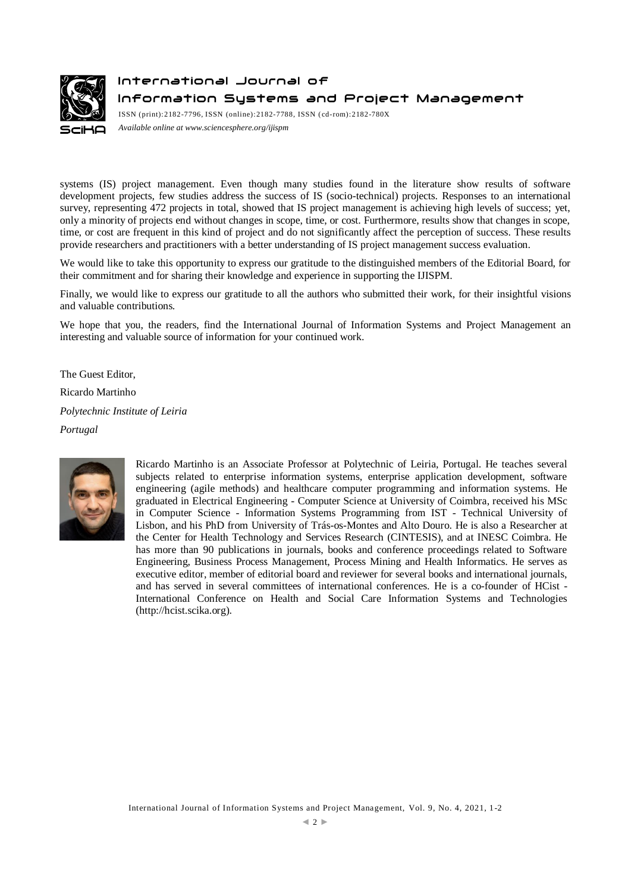systems (IS) project management. Even though many studies found in the literature show results of software development projects, few studies address the success of IS (socio-technical) projects. Responses to an international survey, representing 472 projects in total, showed that IS project management is achieving high levels of success; yet, only a minority of projects end without changes in scope, time, or cost. Furthermore, results show that changes in scope, time, or cost are frequent in this kind of project and do not significantly affect the perception of success. These results provide researchers and practitioners with a better understanding of IS project management success evaluation.

We would like to take this opportunity to express our gratitude to the distinguished members of the Editorial Board, for their commitment and for sharing their knowledge and experience in supporting the IJISPM.

Finally, we would like to express our gratitude to all the authors who submitted their work, for their insightful visions and valuable contributions.

We hope that you, the readers, find the International Journal of Information Systems and Project Management an interesting and valuable source of information for your continued work.

The Guest Editor,

Ricardo Martinho

*Polytechnic Institute of Leiria*

*Portugal*

Ricardo Martinho is an Associate Professor at Polytechnic of Leiria, Portugal. He teaches several subjects related to enterprise information systems, enterprise application development, software engineering (agile methods) and healthcare computer programming and information systems. He graduated in Electrical Engineering - Computer Science at University of Coimbra, received his MSc in Computer Science - Information Systems Programming from IST - Technical University of Lisbon, and his PhD from University of Trás-os-Montes and Alto Douro. He is also a Researcher at the Center for Health Technology and Services Research (CINTESIS), and at INESC Coimbra. He has more than 90 publications in journals, books and conference proceedings related to Software Engineering, Business Process Management, Process Mining and Health Informatics. He serves as executive editor, member of editorial board and reviewer for several books and international journals, and has served in several committees of international conferences. He is a co-founder of HCist - International Conference on Health and Social Care Information Systems and Technologies (http://hcist.scika.org).